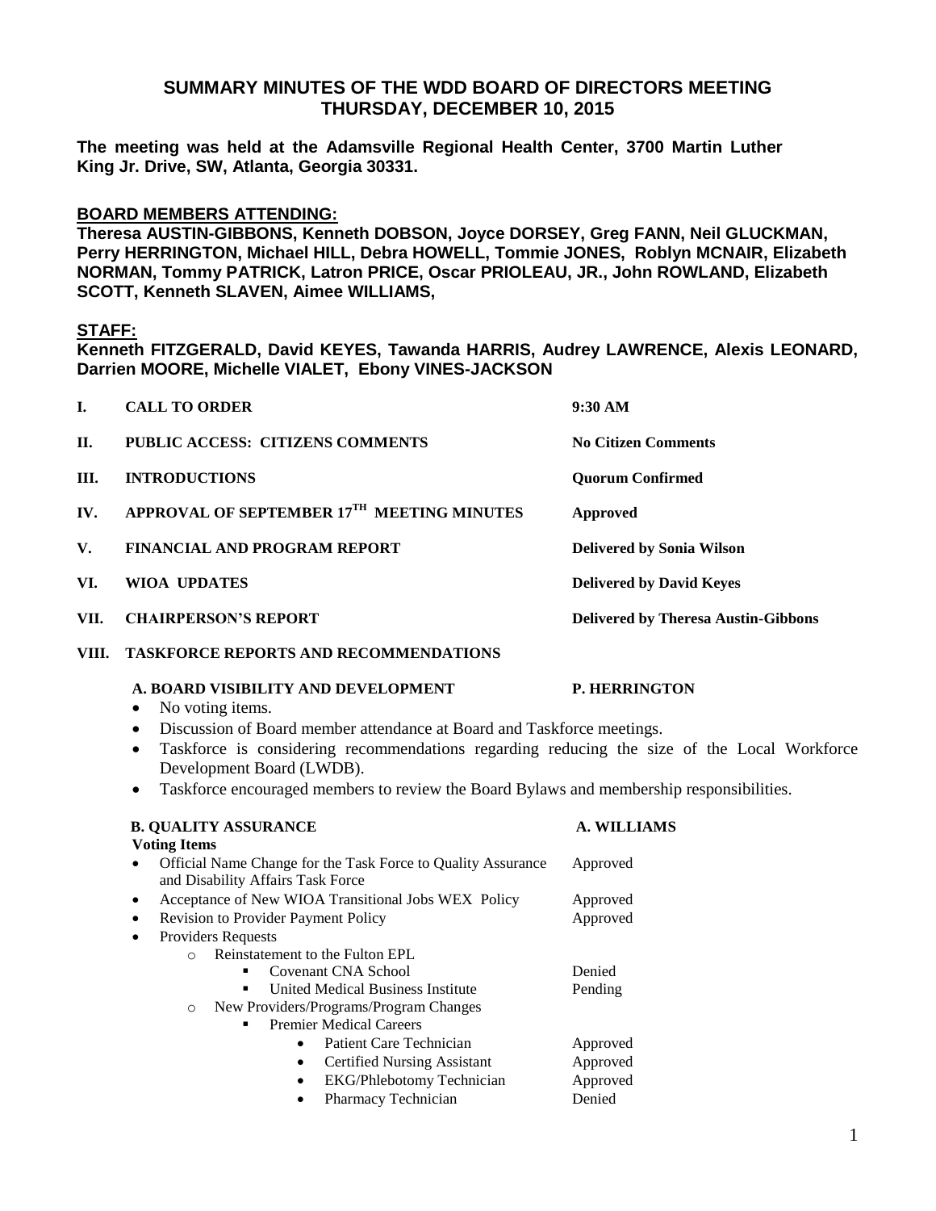# SUMMARY MINUTES OF THE WDD BOARD OF DIRECTORS MEETING
## THURSDAY, DECEMBER 10, 2015

**The meeting was held at the Adamsville Regional Health Center, 3700 Martin Luther King Jr. Drive, SW, Atlanta, Georgia 30331.**

**BOARD MEMBERS ATTENDING:**

**Theresa AUSTIN-GIBBONS, Kenneth DOBSON, Joyce DORSEY, Greg FANN, Neil GLUCKMAN, Perry HERRINGTON, Michael HILL, Debra HOWELL, Tommie JONES, Roblyn MCNAIR, Elizabeth NORMAN, Tommy PATRICK, Latron PRICE, Oscar PRIOLEAU, JR., John ROWLAND, Elizabeth SCOTT, Kenneth SLAVEN, Aimee WILLIAMS,**

**STAFF:**

**Kenneth FITZGERALD, David KEYES, Tawanda HARRIS, Audrey LAWRENCE, Alexis LEONARD, Darrien MOORE, Michelle VIALET, Ebony VINES-JACKSON**

| | | |
|---|---|---|
| **I.** | **CALL TO ORDER** | **9:30 AM** |
| **II.** | **PUBLIC ACCESS: CITIZENS COMMENTS** | **No Citizen Comments** |
| **III.** | **INTRODUCTIONS** | **Quorum Confirmed** |
| **IV.** | **APPROVAL OF SEPTEMBER 17TH MEETING MINUTES** | **Approved** |
| **V.** | **FINANCIAL AND PROGRAM REPORT** | **Delivered by Sonia Wilson** |
| **VI.** | **WIOA UPDATES** | **Delivered by David Keyes** |
| **VII.** | **CHAIRPERSON'S REPORT** | **Delivered by Theresa Austin-Gibbons** |

**VIII. TASKFORCE REPORTS AND RECOMMENDATIONS**

**A. BOARD VISIBILITY AND DEVELOPMENT** — **P. HERRINGTON**

- No voting items.
- Discussion of Board member attendance at Board and Taskforce meetings.
- Taskforce is considering recommendations regarding reducing the size of the Local Workforce Development Board (LWDB).
- Taskforce encouraged members to review the Board Bylaws and membership responsibilities.

**B. QUALITY ASSURANCE** — **A. WILLIAMS**

**Voting Items**

- Official Name Change for the Task Force to Quality Assurance and Disability Affairs Task Force — Approved
- Acceptance of New WIOA Transitional Jobs WEX Policy — Approved
- Revision to Provider Payment Policy — Approved
- Providers Requests
  - Reinstatement to the Fulton EPL
    - Covenant CNA School — Denied
    - United Medical Business Institute — Pending
  - New Providers/Programs/Program Changes
    - Premier Medical Careers
      - Patient Care Technician — Approved
      - Certified Nursing Assistant — Approved
      - EKG/Phlebotomy Technician — Approved
      - Pharmacy Technician — Denied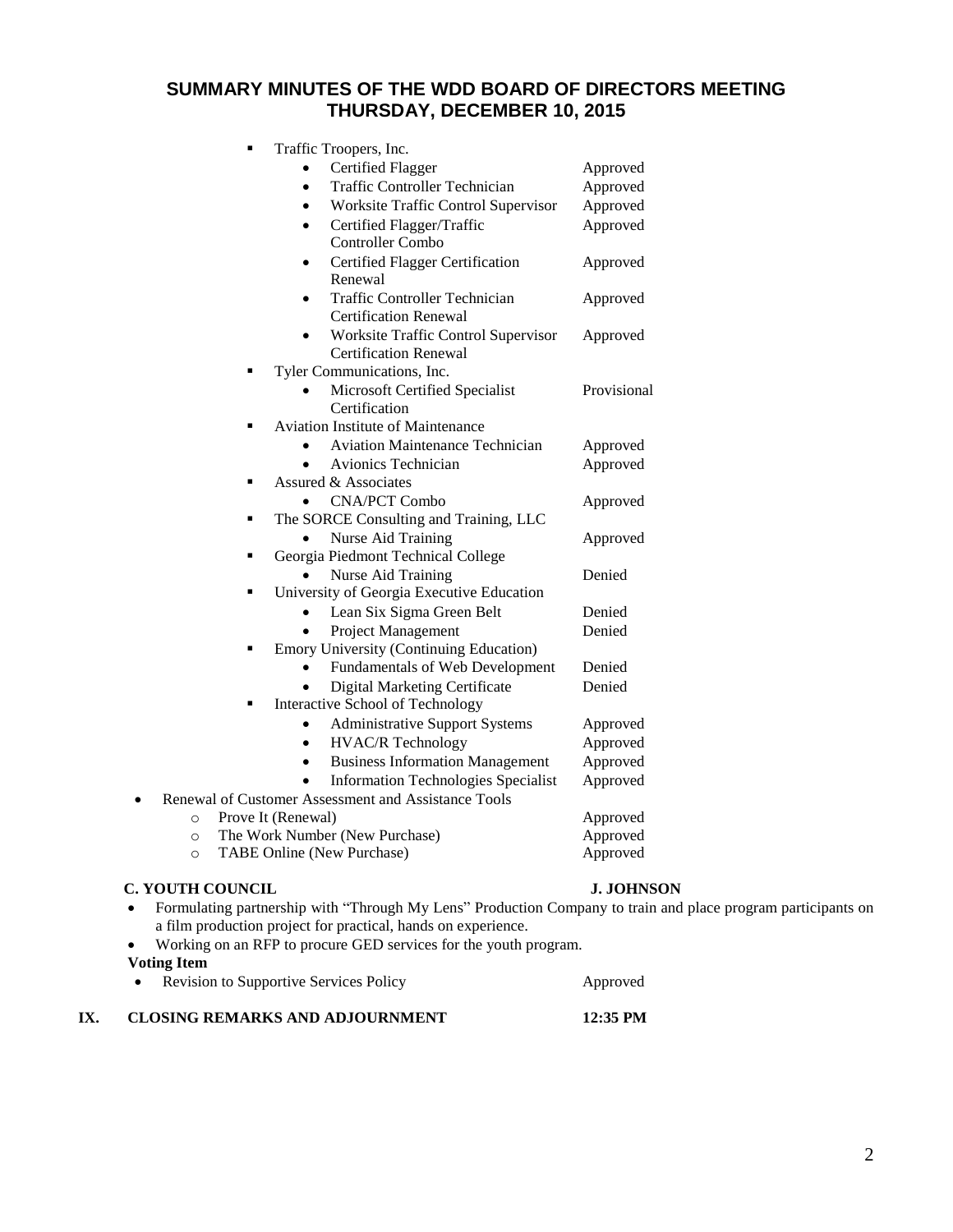# SUMMARY MINUTES OF THE WDD BOARD OF DIRECTORS MEETING
# THURSDAY, DECEMBER 10, 2015

- Traffic Troopers, Inc.
  - Certified Flagger — Approved
  - Traffic Controller Technician — Approved
  - Worksite Traffic Control Supervisor — Approved
  - Certified Flagger/Traffic Controller Combo — Approved
  - Certified Flagger Certification Renewal — Approved
  - Traffic Controller Technician Certification Renewal — Approved
  - Worksite Traffic Control Supervisor Certification Renewal — Approved
- Tyler Communications, Inc.
  - Microsoft Certified Specialist Certification — Provisional
- Aviation Institute of Maintenance
  - Aviation Maintenance Technician — Approved
  - Avionics Technician — Approved
- Assured & Associates
  - CNA/PCT Combo — Approved
- The SORCE Consulting and Training, LLC
  - Nurse Aid Training — Approved
- Georgia Piedmont Technical College
  - Nurse Aid Training — Denied
- University of Georgia Executive Education
  - Lean Six Sigma Green Belt — Denied
  - Project Management — Denied
- Emory University (Continuing Education)
  - Fundamentals of Web Development — Denied
  - Digital Marketing Certificate — Denied
- Interactive School of Technology
  - Administrative Support Systems — Approved
  - HVAC/R Technology — Approved
  - Business Information Management — Approved
  - Information Technologies Specialist — Approved

- Renewal of Customer Assessment and Assistance Tools
  - Prove It (Renewal) — Approved
  - The Work Number (New Purchase) — Approved
  - TABE Online (New Purchase) — Approved

**C. YOUTH COUNCIL** — **J. JOHNSON**

- Formulating partnership with “Through My Lens” Production Company to train and place program participants on a film production project for practical, hands on experience.
- Working on an RFP to procure GED services for the youth program.

**Voting Item**

- Revision to Supportive Services Policy — Approved

## IX. CLOSING REMARKS AND ADJOURNMENT — 12:35 PM